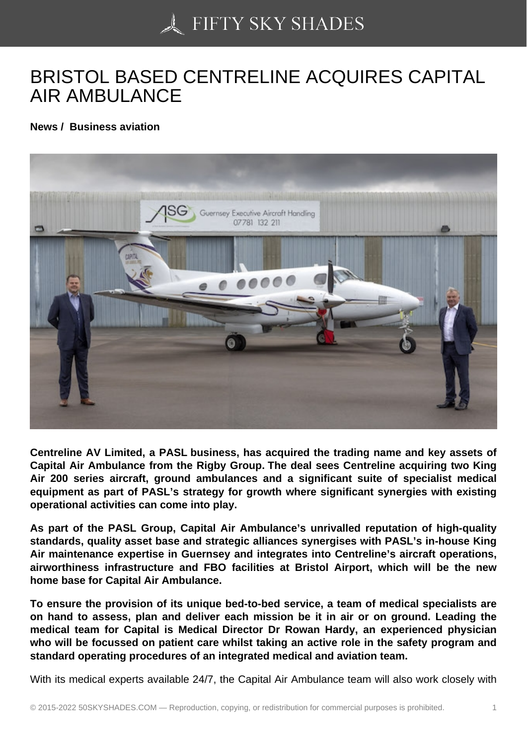# BRISTOL BASED CENTRELINE ACQUIRES CAPITAL AIR AMBULANCE

**News / Business aviation**

**Centreline AV Limited, a PASL business, has acquired the trading name and key assets of Capital Air Ambulance from the Rigby Group. The deal sees Centreline acquiring two King Air 200 series aircraft, ground ambulances and a significant suite of specialist medical equipment as part of PASL's strategy for growth where significant synergies with existing operational activities can come into play.**

**As part of the PASL Group, Capital Air Ambulance's unrivalled reputation of high-quality standards, quality asset base and strategic alliances synergises with PASL's in-house King Air maintenance expertise in Guernsey and integrates into Centreline's aircraft operations, airworthiness infrastructure and FBO facilities at Bristol Airport, which will be the new home base for Capital Air Ambulance.**

**To ensure the provision of its unique bed-to-bed service, a team of medical specialists are on hand to assess, plan and deliver each mission be it in air or on ground. Leading the medical team for Capital is Medical Director Dr Rowan Hardy, an experienced physician who will be focussed on patient care whilst taking an active role in the safety program and standard operating procedures of an integrated medical and aviation team.**

With its medical experts available 24/7, the Capital Air Ambulance team will also work closely with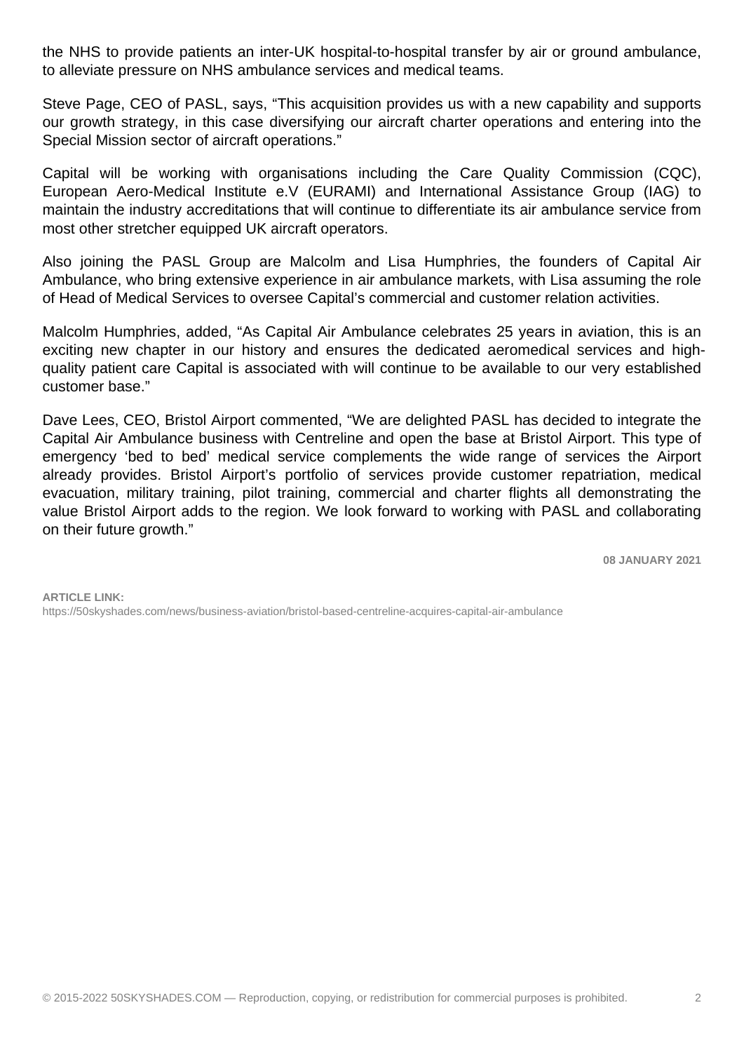the NHS to provide patients an inter-UK hospital-to-hospital transfer by air or ground ambulance, to alleviate pressure on NHS ambulance services and medical teams.

Steve Page, CEO of PASL, says, “This acquisition provides us with a new capability and supports our growth strategy, in this case diversifying our aircraft charter operations and entering into the Special Mission sector of aircraft operations.”

Capital will be working with organisations including the Care Quality Commission (CQC), European Aero-Medical Institute e.V (EURAMI) and International Assistance Group (IAG) to maintain the industry accreditations that will continue to differentiate its air ambulance service from most other stretcher equipped UK aircraft operators.

Also joining the PASL Group are Malcolm and Lisa Humphries, the founders of Capital Air Ambulance, who bring extensive experience in air ambulance markets, with Lisa assuming the role of Head of Medical Services to oversee Capital’s commercial and customer relation activities.

Malcolm Humphries, added, “As Capital Air Ambulance celebrates 25 years in aviation, this is an exciting new chapter in our history and ensures the dedicated aeromedical services and high-quality patient care Capital is associated with will continue to be available to our very established customer base.”

Dave Lees, CEO, Bristol Airport commented, “We are delighted PASL has decided to integrate the Capital Air Ambulance business with Centreline and open the base at Bristol Airport. This type of emergency ‘bed to bed’ medical service complements the wide range of services the Airport already provides. Bristol Airport’s portfolio of services provide customer repatriation, medical evacuation, military training, pilot training, commercial and charter flights all demonstrating the value Bristol Airport adds to the region. We look forward to working with PASL and collaborating on their future growth.”

**08 JANUARY 2021**

**ARTICLE LINK:**
https://50skyshades.com/news/business-aviation/bristol-based-centreline-acquires-capital-air-ambulance